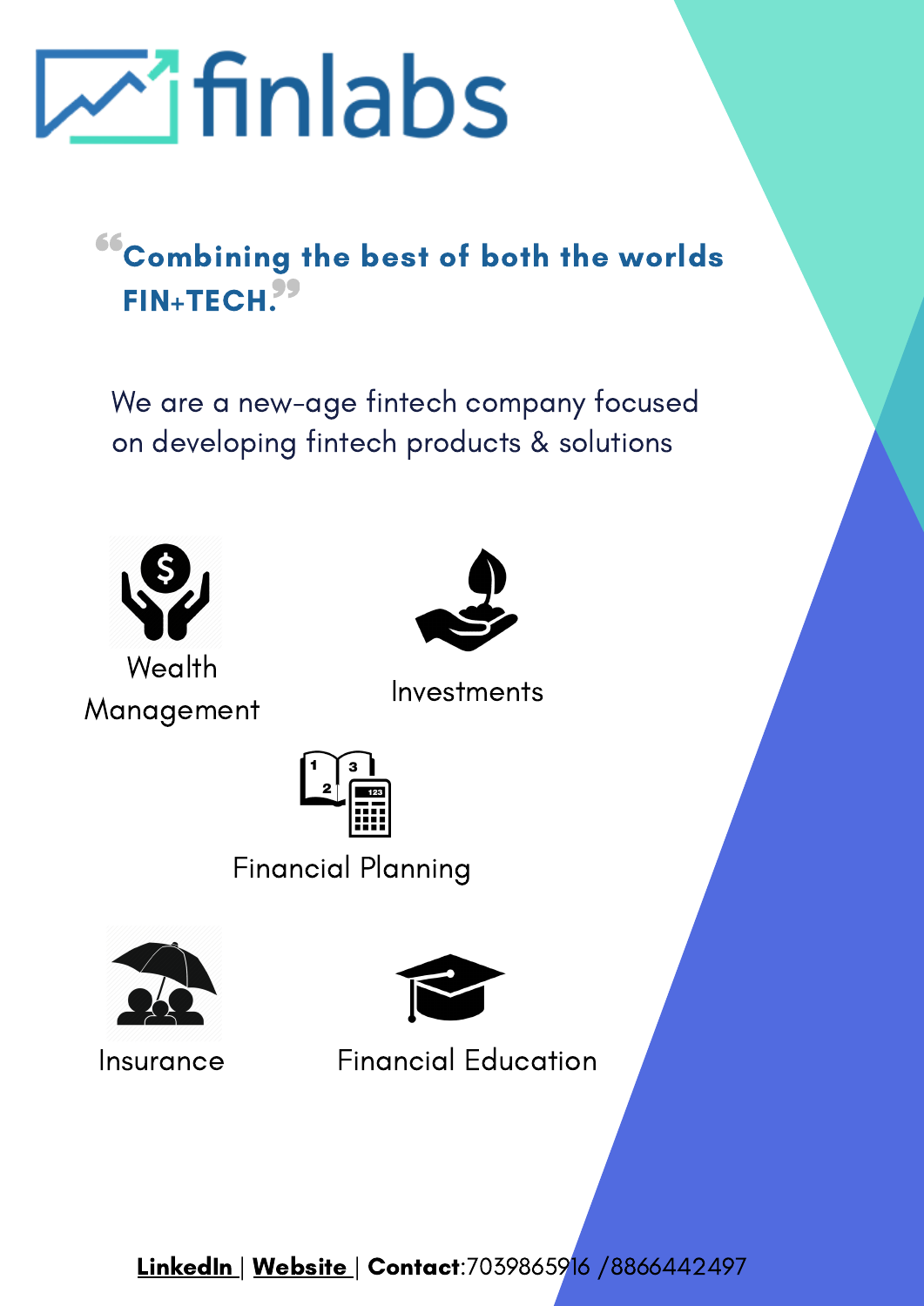# finlabs

> **"Combining the best of both the worlds FIN+TECH."**

We are a new-age fintech company focused on developing fintech products & solutions

- Wealth Management
- Investments
- Financial Planning
- Insurance
- Financial Education

**LinkedIn** | **Website** | **Contact**:7039865916 /8866442497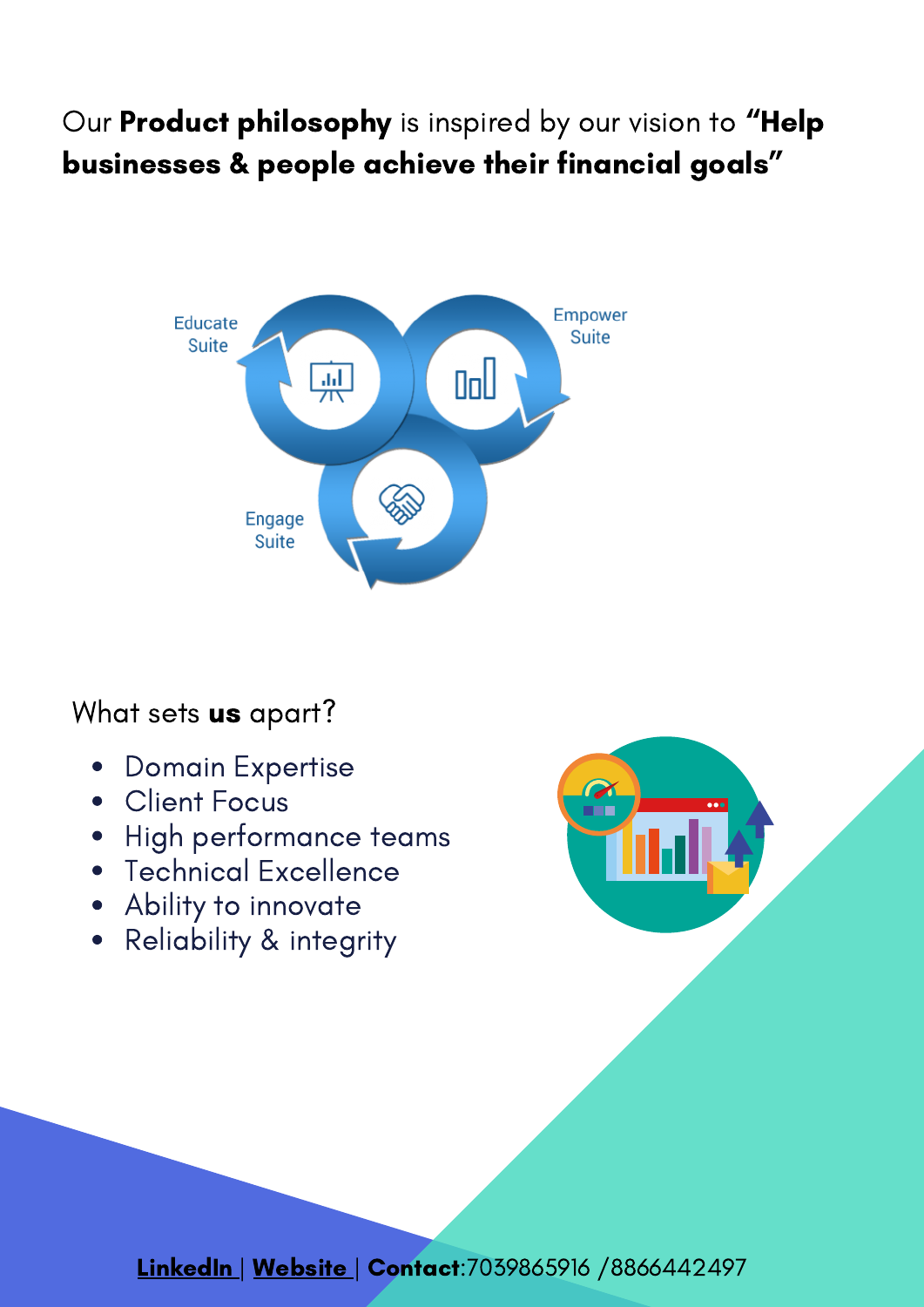Our **Product philosophy** is inspired by our vision to **"Help businesses & people achieve their financial goals"**

Educate Suite

Empower Suite

Engage Suite

What sets **us** apart?

- Domain Expertise
- Client Focus
- High performance teams
- Technical Excellence
- Ability to innovate
- Reliability & integrity

**LinkedIn** | **Website** | **Contact**:7039865916 /8866442497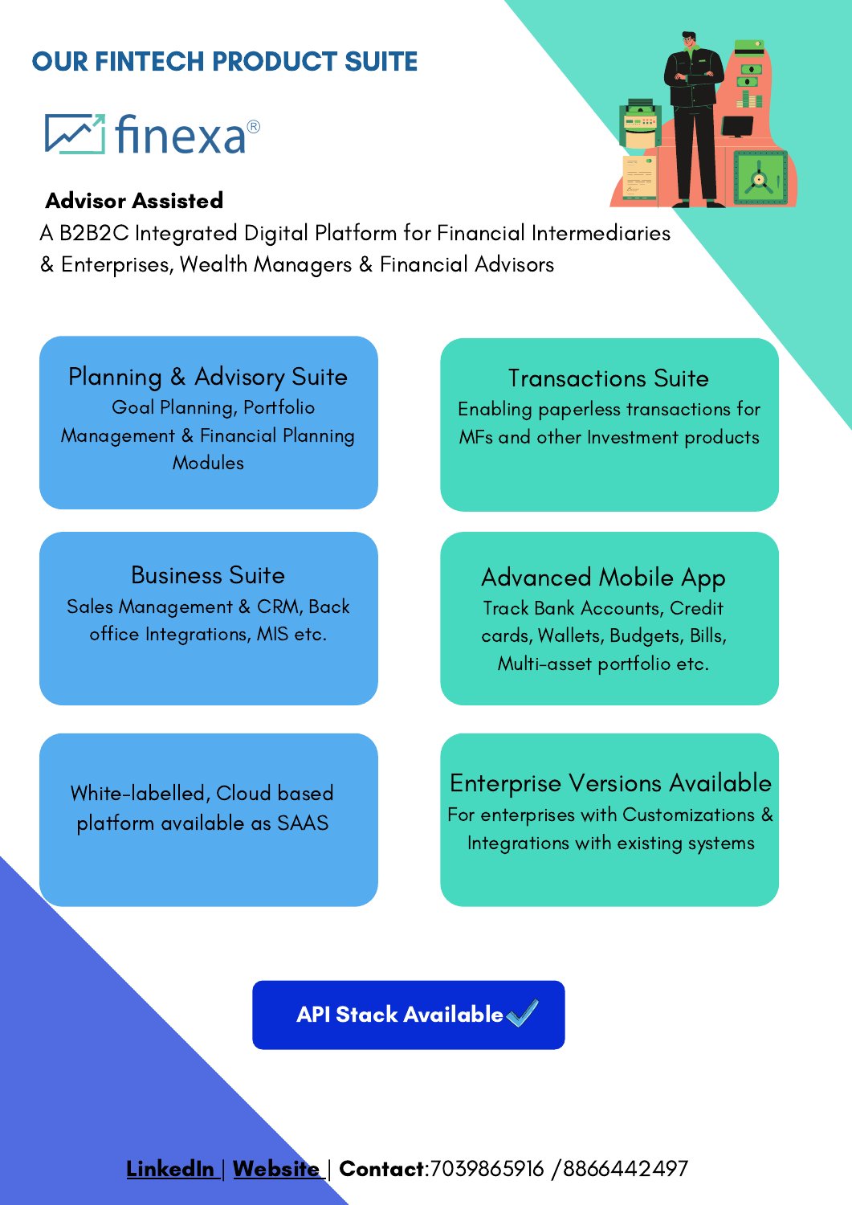# OUR FINTECH PRODUCT SUITE

## finexa®

**Advisor Assisted**

A B2B2C Integrated Digital Platform for Financial Intermediaries & Enterprises, Wealth Managers & Financial Advisors

### Planning & Advisory Suite

Goal Planning, Portfolio Management & Financial Planning Modules

### Transactions Suite

Enabling paperless transactions for MFs and other Investment products

### Business Suite

Sales Management & CRM, Back office Integrations, MIS etc.

### Advanced Mobile App

Track Bank Accounts, Credit cards, Wallets, Budgets, Bills, Multi-asset portfolio etc.

White-labelled, Cloud based platform available as SAAS

### Enterprise Versions Available

For enterprises with Customizations & Integrations with existing systems

**API Stack Available ✓**

**LinkedIn** | **Website** | **Contact**:7039865916 /8866442497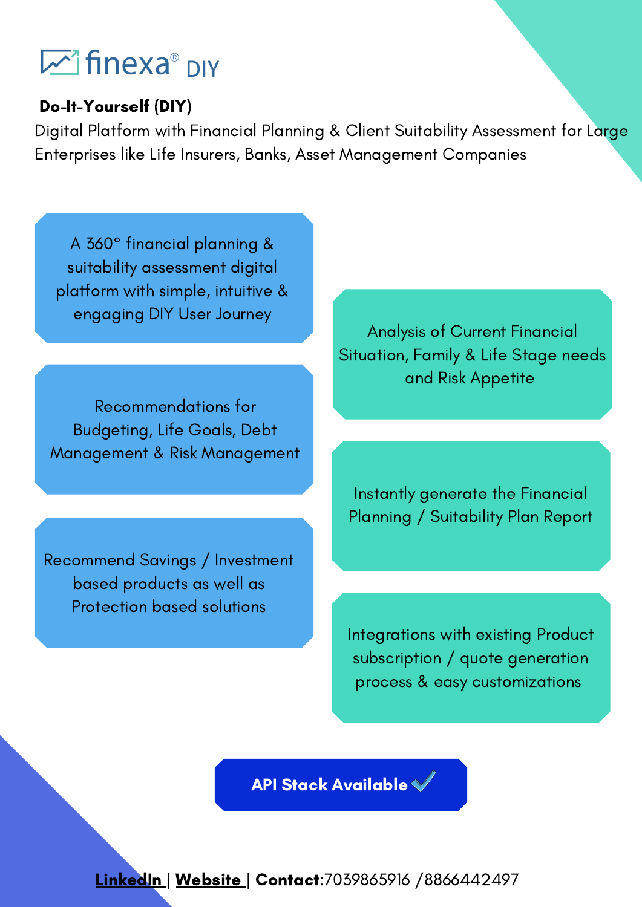# finexa® DIY

**Do-It-Yourself (DIY)**

Digital Platform with Financial Planning & Client Suitability Assessment for Large Enterprises like Life Insurers, Banks, Asset Management Companies

- A 360° financial planning & suitability assessment digital platform with simple, intuitive & engaging DIY User Journey
- Analysis of Current Financial Situation, Family & Life Stage needs and Risk Appetite
- Recommendations for Budgeting, Life Goals, Debt Management & Risk Management
- Instantly generate the Financial Planning / Suitability Plan Report
- Recommend Savings / Investment based products as well as Protection based solutions
- Integrations with existing Product subscription / quote generation process & easy customizations

**API Stack Available**

**LinkedIn** | **Website** | **Contact**:7039865916 /8866442497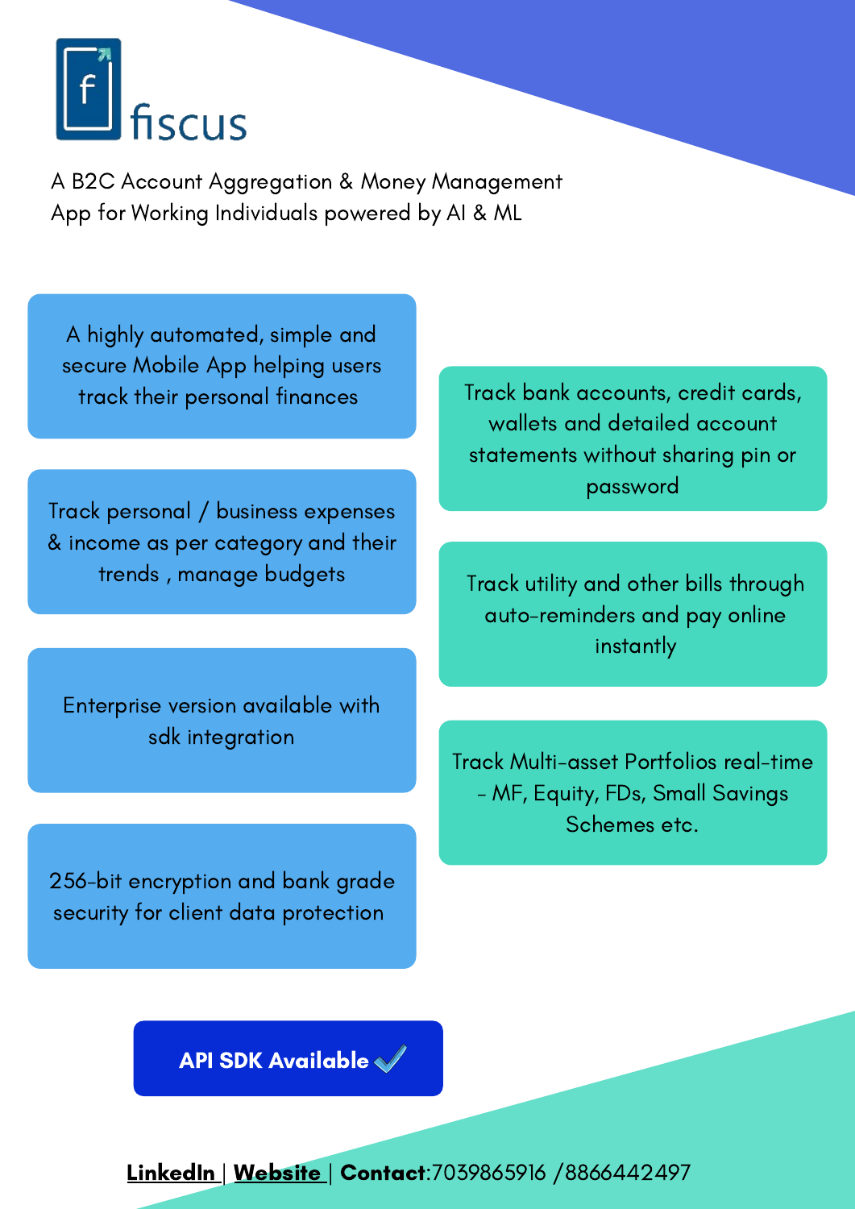# fiscus

A B2C Account Aggregation & Money Management App for Working Individuals powered by AI & ML

- A highly automated, simple and secure Mobile App helping users track their personal finances
- Track personal / business expenses & income as per category and their trends , manage budgets
- Enterprise version available with sdk integration
- 256-bit encryption and bank grade security for client data protection
- Track bank accounts, credit cards, wallets and detailed account statements without sharing pin or password
- Track utility and other bills through auto-reminders and pay online instantly
- Track Multi-asset Portfolios real-time - MF, Equity, FDs, Small Savings Schemes etc.

**API SDK Available** ✓

**LinkedIn** | **Website** | **Contact**:7039865916 /8866442497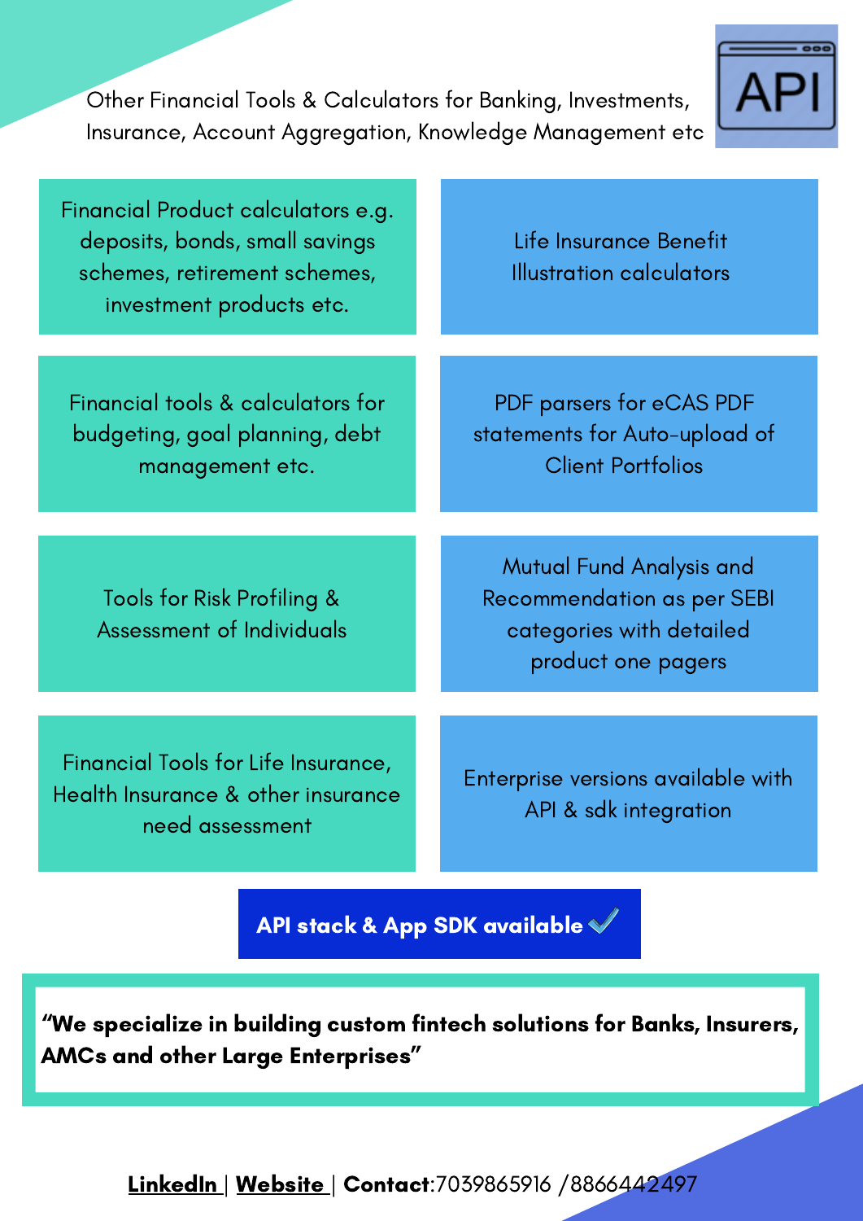Other Financial Tools & Calculators for Banking, Investments, Insurance, Account Aggregation, Knowledge Management etc

API

- Financial Product calculators e.g. deposits, bonds, small savings schemes, retirement schemes, investment products etc.
- Life Insurance Benefit Illustration calculators
- Financial tools & calculators for budgeting, goal planning, debt management etc.
- PDF parsers for eCAS PDF statements for Auto-upload of Client Portfolios
- Tools for Risk Profiling & Assessment of Individuals
- Mutual Fund Analysis and Recommendation as per SEBI categories with detailed product one pagers
- Financial Tools for Life Insurance, Health Insurance & other insurance need assessment
- Enterprise versions available with API & sdk integration

**API stack & App SDK available** ✓

**"We specialize in building custom fintech solutions for Banks, Insurers, AMCs and other Large Enterprises"**

**LinkedIn** | **Website** | **Contact**:7039865916 /8866442497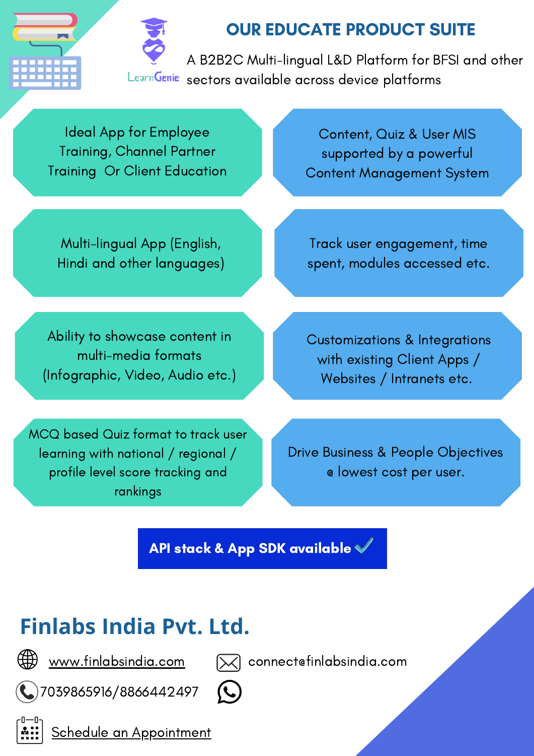# OUR EDUCATE PRODUCT SUITE

LearnGenie

A B2B2C Multi-lingual L&D Platform for BFSI and other sectors available across device platforms

- Ideal App for Employee Training, Channel Partner Training Or Client Education
- Content, Quiz & User MIS supported by a powerful Content Management System
- Multi-lingual App (English, Hindi and other languages)
- Track user engagement, time spent, modules accessed etc.
- Ability to showcase content in multi-media formats (Infographic, Video, Audio etc.)
- Customizations & Integrations with existing Client Apps / Websites / Intranets etc.
- MCQ based Quiz format to track user learning with national / regional / profile level score tracking and rankings
- Drive Business & People Objectives @ lowest cost per user.

**API stack & App SDK available ✓**

## Finlabs India Pvt. Ltd.

www.finlabsindia.com

connect@finlabsindia.com

7039865916/8866442497

Schedule an Appointment